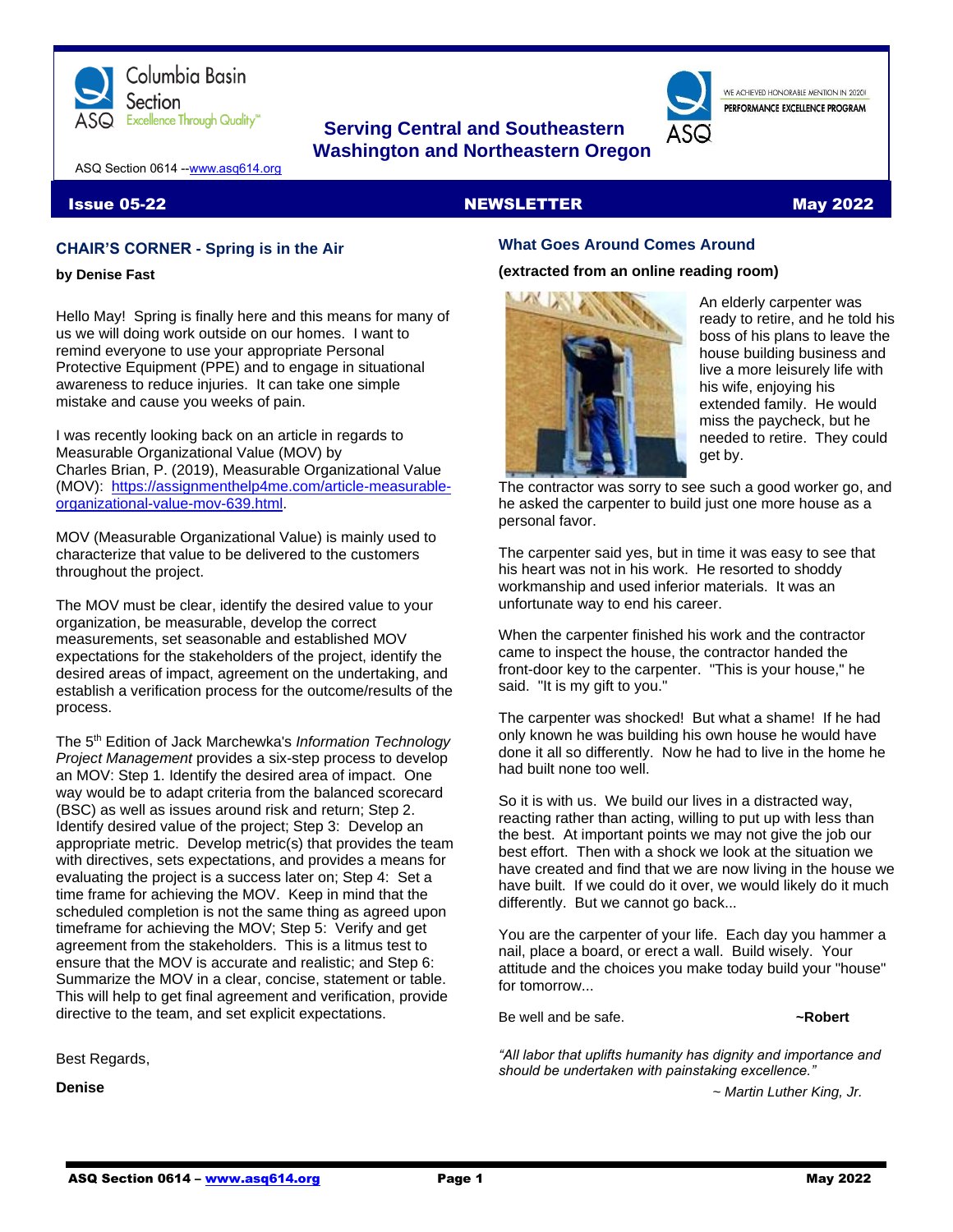Columbia Basin Section
ASQ Excellence Through Quality™

**Serving Central and Southeastern Washington and Northeastern Oregon**

WE ACHIEVED HONORABLE MENTION IN 2020! PERFORMANCE EXCELLENCE PROGRAM

ASQ Section 0614 --www.asq614.org

**Issue 05-22 NEWSLETTER May 2022**

## CHAIR'S CORNER - Spring is in the Air

**by Denise Fast**

Hello May! Spring is finally here and this means for many of us we will doing work outside on our homes. I want to remind everyone to use your appropriate Personal Protective Equipment (PPE) and to engage in situational awareness to reduce injuries. It can take one simple mistake and cause you weeks of pain.

I was recently looking back on an article in regards to Measurable Organizational Value (MOV) by Charles Brian, P. (2019), Measurable Organizational Value (MOV): https://assignmenthelp4me.com/article-measurable-organizational-value-mov-639.html.

MOV (Measurable Organizational Value) is mainly used to characterize that value to be delivered to the customers throughout the project.

The MOV must be clear, identify the desired value to your organization, be measurable, develop the correct measurements, set seasonable and established MOV expectations for the stakeholders of the project, identify the desired areas of impact, agreement on the undertaking, and establish a verification process for the outcome/results of the process.

The 5th Edition of Jack Marchewka's *Information Technology Project Management* provides a six-step process to develop an MOV: Step 1. Identify the desired area of impact. One way would be to adapt criteria from the balanced scorecard (BSC) as well as issues around risk and return; Step 2. Identify desired value of the project; Step 3: Develop an appropriate metric. Develop metric(s) that provides the team with directives, sets expectations, and provides a means for evaluating the project is a success later on; Step 4: Set a time frame for achieving the MOV. Keep in mind that the scheduled completion is not the same thing as agreed upon timeframe for achieving the MOV; Step 5: Verify and get agreement from the stakeholders. This is a litmus test to ensure that the MOV is accurate and realistic; and Step 6: Summarize the MOV in a clear, concise, statement or table. This will help to get final agreement and verification, provide directive to the team, and set explicit expectations.

Best Regards,

**Denise**

## What Goes Around Comes Around

**(extracted from an online reading room)**

An elderly carpenter was ready to retire, and he told his boss of his plans to leave the house building business and live a more leisurely life with his wife, enjoying his extended family. He would miss the paycheck, but he needed to retire. They could get by.

The contractor was sorry to see such a good worker go, and he asked the carpenter to build just one more house as a personal favor.

The carpenter said yes, but in time it was easy to see that his heart was not in his work. He resorted to shoddy workmanship and used inferior materials. It was an unfortunate way to end his career.

When the carpenter finished his work and the contractor came to inspect the house, the contractor handed the front-door key to the carpenter. "This is your house," he said. "It is my gift to you."

The carpenter was shocked! But what a shame! If he had only known he was building his own house he would have done it all so differently. Now he had to live in the home he had built none too well.

So it is with us. We build our lives in a distracted way, reacting rather than acting, willing to put up with less than the best. At important points we may not give the job our best effort. Then with a shock we look at the situation we have created and find that we are now living in the house we have built. If we could do it over, we would likely do it much differently. But we cannot go back...

You are the carpenter of your life. Each day you hammer a nail, place a board, or erect a wall. Build wisely. Your attitude and the choices you make today build your "house" for tomorrow...

Be well and be safe. **~Robert**

*"All labor that uplifts humanity has dignity and importance and should be undertaken with painstaking excellence."*

*~ Martin Luther King, Jr.*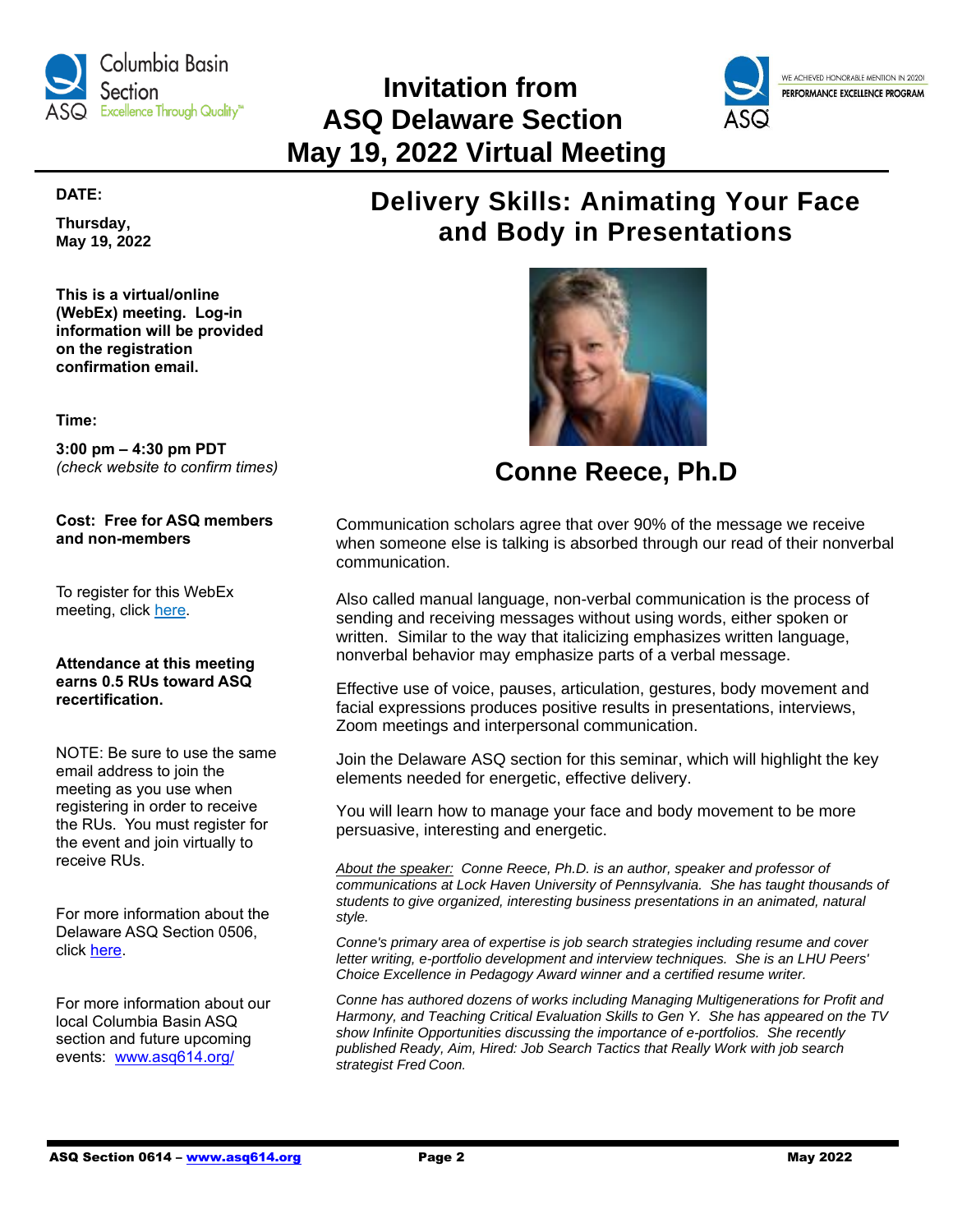# Invitation from ASQ Delaware Section May 19, 2022 Virtual Meeting

**DATE:**

**Thursday, May 19, 2022**

**This is a virtual/online (WebEx) meeting. Log-in information will be provided on the registration confirmation email.**

**Time:**

**3:00 pm – 4:30 pm PDT**
*(check website to confirm times)*

**Cost: Free for ASQ members and non-members**

To register for this WebEx meeting, click here.

**Attendance at this meeting earns 0.5 RUs toward ASQ recertification.**

NOTE: Be sure to use the same email address to join the meeting as you use when registering in order to receive the RUs. You must register for the event and join virtually to receive RUs.

For more information about the Delaware ASQ Section 0506, click here.

For more information about our local Columbia Basin ASQ section and future upcoming events: www.asq614.org/

## Delivery Skills: Animating Your Face and Body in Presentations

### Conne Reece, Ph.D

Communication scholars agree that over 90% of the message we receive when someone else is talking is absorbed through our read of their nonverbal communication.

Also called manual language, non-verbal communication is the process of sending and receiving messages without using words, either spoken or written. Similar to the way that italicizing emphasizes written language, nonverbal behavior may emphasize parts of a verbal message.

Effective use of voice, pauses, articulation, gestures, body movement and facial expressions produces positive results in presentations, interviews, Zoom meetings and interpersonal communication.

Join the Delaware ASQ section for this seminar, which will highlight the key elements needed for energetic, effective delivery.

You will learn how to manage your face and body movement to be more persuasive, interesting and energetic.

*About the speaker: Conne Reece, Ph.D. is an author, speaker and professor of communications at Lock Haven University of Pennsylvania. She has taught thousands of students to give organized, interesting business presentations in an animated, natural style.*

*Conne's primary area of expertise is job search strategies including resume and cover letter writing, e-portfolio development and interview techniques. She is an LHU Peers' Choice Excellence in Pedagogy Award winner and a certified resume writer.*

*Conne has authored dozens of works including Managing Multigenerations for Profit and Harmony, and Teaching Critical Evaluation Skills to Gen Y. She has appeared on the TV show Infinite Opportunities discussing the importance of e-portfolios. She recently published Ready, Aim, Hired: Job Search Tactics that Really Work with job search strategist Fred Coon.*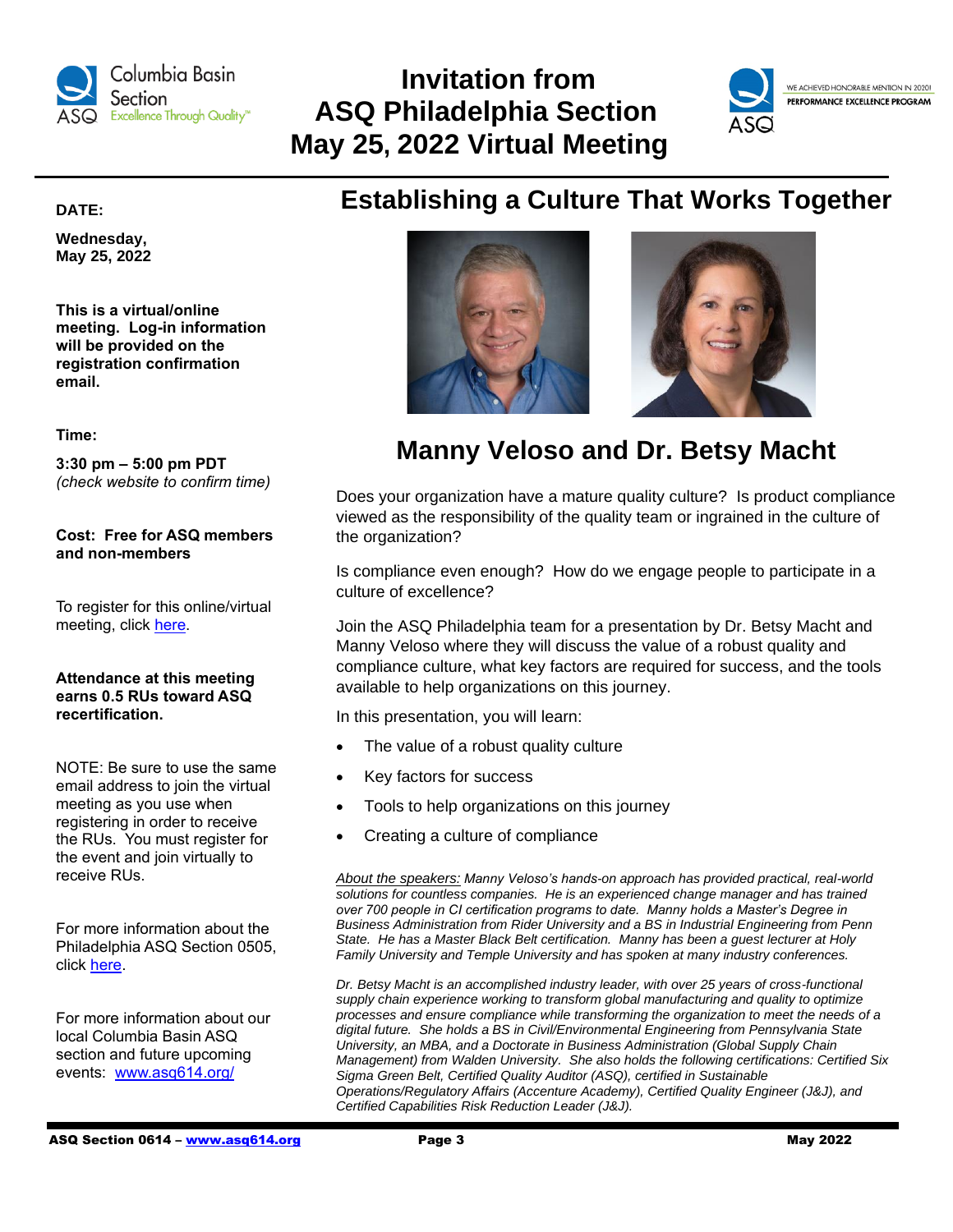# Invitation from ASQ Philadelphia Section May 25, 2022 Virtual Meeting

## Establishing a Culture That Works Together

## Manny Veloso and Dr. Betsy Macht

**DATE:**

**Wednesday, May 25, 2022**

**This is a virtual/online meeting. Log-in information will be provided on the registration confirmation email.**

**Time:**

**3:30 pm – 5:00 pm PDT**
*(check website to confirm time)*

**Cost: Free for ASQ members and non-members**

To register for this online/virtual meeting, click [here](#).

**Attendance at this meeting earns 0.5 RUs toward ASQ recertification.**

NOTE: Be sure to use the same email address to join the virtual meeting as you use when registering in order to receive the RUs. You must register for the event and join virtually to receive RUs.

For more information about the Philadelphia ASQ Section 0505, click [here](#).

For more information about our local Columbia Basin ASQ section and future upcoming events: [www.asq614.org/](http://www.asq614.org/)

Does your organization have a mature quality culture? Is product compliance viewed as the responsibility of the quality team or ingrained in the culture of the organization?

Is compliance even enough? How do we engage people to participate in a culture of excellence?

Join the ASQ Philadelphia team for a presentation by Dr. Betsy Macht and Manny Veloso where they will discuss the value of a robust quality and compliance culture, what key factors are required for success, and the tools available to help organizations on this journey.

In this presentation, you will learn:

- The value of a robust quality culture
- Key factors for success
- Tools to help organizations on this journey
- Creating a culture of compliance

*<u>About the speakers:</u> Manny Veloso's hands-on approach has provided practical, real-world solutions for countless companies. He is an experienced change manager and has trained over 700 people in CI certification programs to date. Manny holds a Master's Degree in Business Administration from Rider University and a BS in Industrial Engineering from Penn State. He has a Master Black Belt certification. Manny has been a guest lecturer at Holy Family University and Temple University and has spoken at many industry conferences.*

*Dr. Betsy Macht is an accomplished industry leader, with over 25 years of cross-functional supply chain experience working to transform global manufacturing and quality to optimize processes and ensure compliance while transforming the organization to meet the needs of a digital future. She holds a BS in Civil/Environmental Engineering from Pennsylvania State University, an MBA, and a Doctorate in Business Administration (Global Supply Chain Management) from Walden University. She also holds the following certifications: Certified Six Sigma Green Belt, Certified Quality Auditor (ASQ), certified in Sustainable Operations/Regulatory Affairs (Accenture Academy), Certified Quality Engineer (J&J), and Certified Capabilities Risk Reduction Leader (J&J).*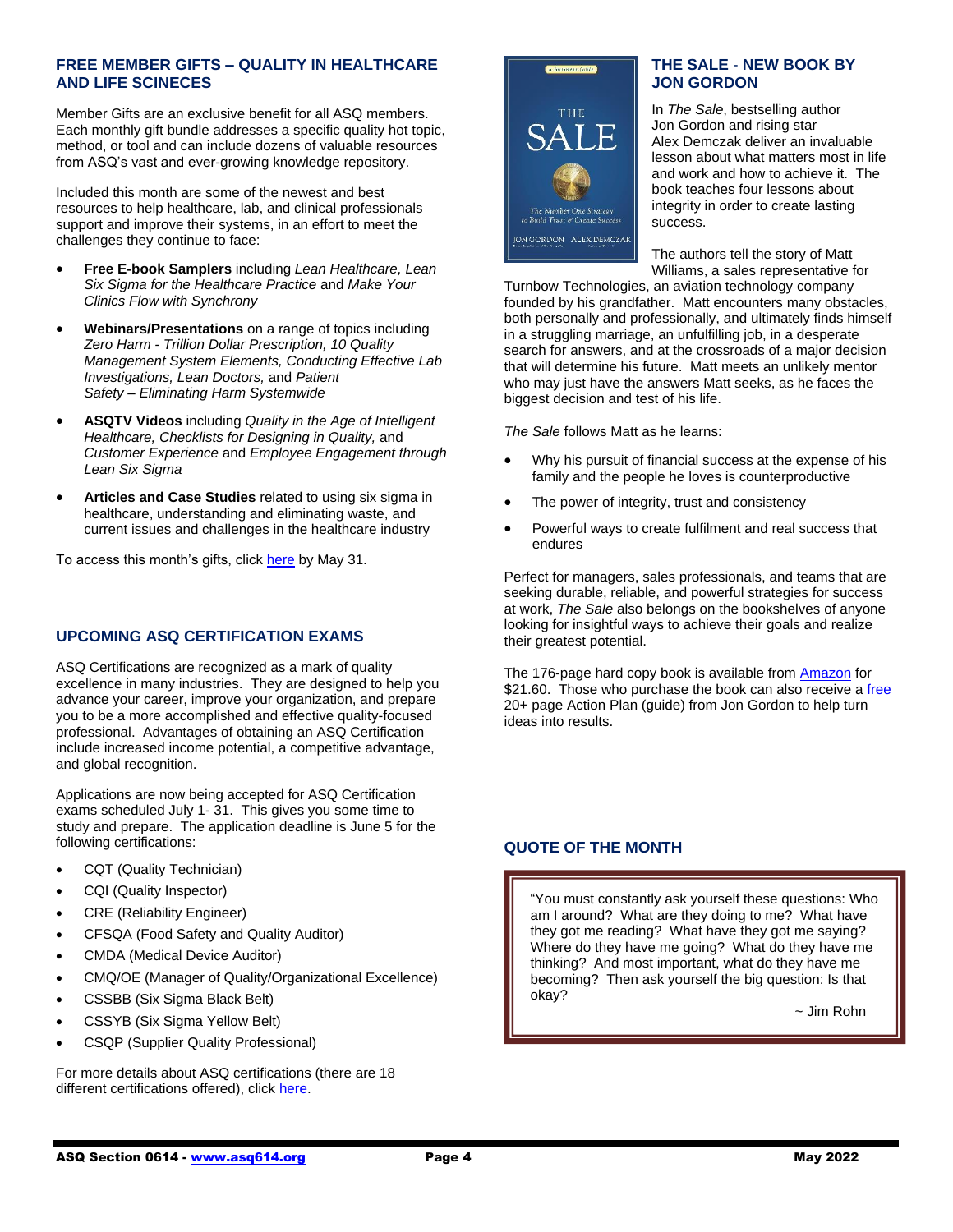## FREE MEMBER GIFTS – QUALITY IN HEALTHCARE AND LIFE SCINECES

Member Gifts are an exclusive benefit for all ASQ members. Each monthly gift bundle addresses a specific quality hot topic, method, or tool and can include dozens of valuable resources from ASQ's vast and ever-growing knowledge repository.

Included this month are some of the newest and best resources to help healthcare, lab, and clinical professionals support and improve their systems, in an effort to meet the challenges they continue to face:

- **Free E-book Samplers** including *Lean Healthcare, Lean Six Sigma for the Healthcare Practice* and *Make Your Clinics Flow with Synchrony*
- **Webinars/Presentations** on a range of topics including *Zero Harm - Trillion Dollar Prescription, 10 Quality Management System Elements, Conducting Effective Lab Investigations, Lean Doctors,* and *Patient Safety – Eliminating Harm Systemwide*
- **ASQTV Videos** including *Quality in the Age of Intelligent Healthcare, Checklists for Designing in Quality,* and *Customer Experience* and *Employee Engagement through Lean Six Sigma*
- **Articles and Case Studies** related to using six sigma in healthcare, understanding and eliminating waste, and current issues and challenges in the healthcare industry

To access this month's gifts, click here by May 31.

## UPCOMING ASQ CERTIFICATION EXAMS

ASQ Certifications are recognized as a mark of quality excellence in many industries. They are designed to help you advance your career, improve your organization, and prepare you to be a more accomplished and effective quality-focused professional. Advantages of obtaining an ASQ Certification include increased income potential, a competitive advantage, and global recognition.

Applications are now being accepted for ASQ Certification exams scheduled July 1- 31. This gives you some time to study and prepare. The application deadline is June 5 for the following certifications:

- CQT (Quality Technician)
- CQI (Quality Inspector)
- CRE (Reliability Engineer)
- CFSQA (Food Safety and Quality Auditor)
- CMDA (Medical Device Auditor)
- CMQ/OE (Manager of Quality/Organizational Excellence)
- CSSBB (Six Sigma Black Belt)
- CSSYB (Six Sigma Yellow Belt)
- CSQP (Supplier Quality Professional)

For more details about ASQ certifications (there are 18 different certifications offered), click here.

## THE SALE - NEW BOOK BY JON GORDON

In *The Sale*, bestselling author Jon Gordon and rising star Alex Demczak deliver an invaluable lesson about what matters most in life and work and how to achieve it. The book teaches four lessons about integrity in order to create lasting success.

The authors tell the story of Matt Williams, a sales representative for Turnbow Technologies, an aviation technology company founded by his grandfather. Matt encounters many obstacles, both personally and professionally, and ultimately finds himself in a struggling marriage, an unfulfilling job, in a desperate search for answers, and at the crossroads of a major decision that will determine his future. Matt meets an unlikely mentor who may just have the answers Matt seeks, as he faces the biggest decision and test of his life.

*The Sale* follows Matt as he learns:

- Why his pursuit of financial success at the expense of his family and the people he loves is counterproductive
- The power of integrity, trust and consistency
- Powerful ways to create fulfilment and real success that endures

Perfect for managers, sales professionals, and teams that are seeking durable, reliable, and powerful strategies for success at work, *The Sale* also belongs on the bookshelves of anyone looking for insightful ways to achieve their goals and realize their greatest potential.

The 176-page hard copy book is available from Amazon for $21.60. Those who purchase the book can also receive a free 20+ page Action Plan (guide) from Jon Gordon to help turn ideas into results.

## QUOTE OF THE MONTH

"You must constantly ask yourself these questions: Who am I around? What are they doing to me? What have they got me reading? What have they got me saying? Where do they have me going? What do they have me thinking? And most important, what do they have me becoming? Then ask yourself the big question: Is that okay?

~ Jim Rohn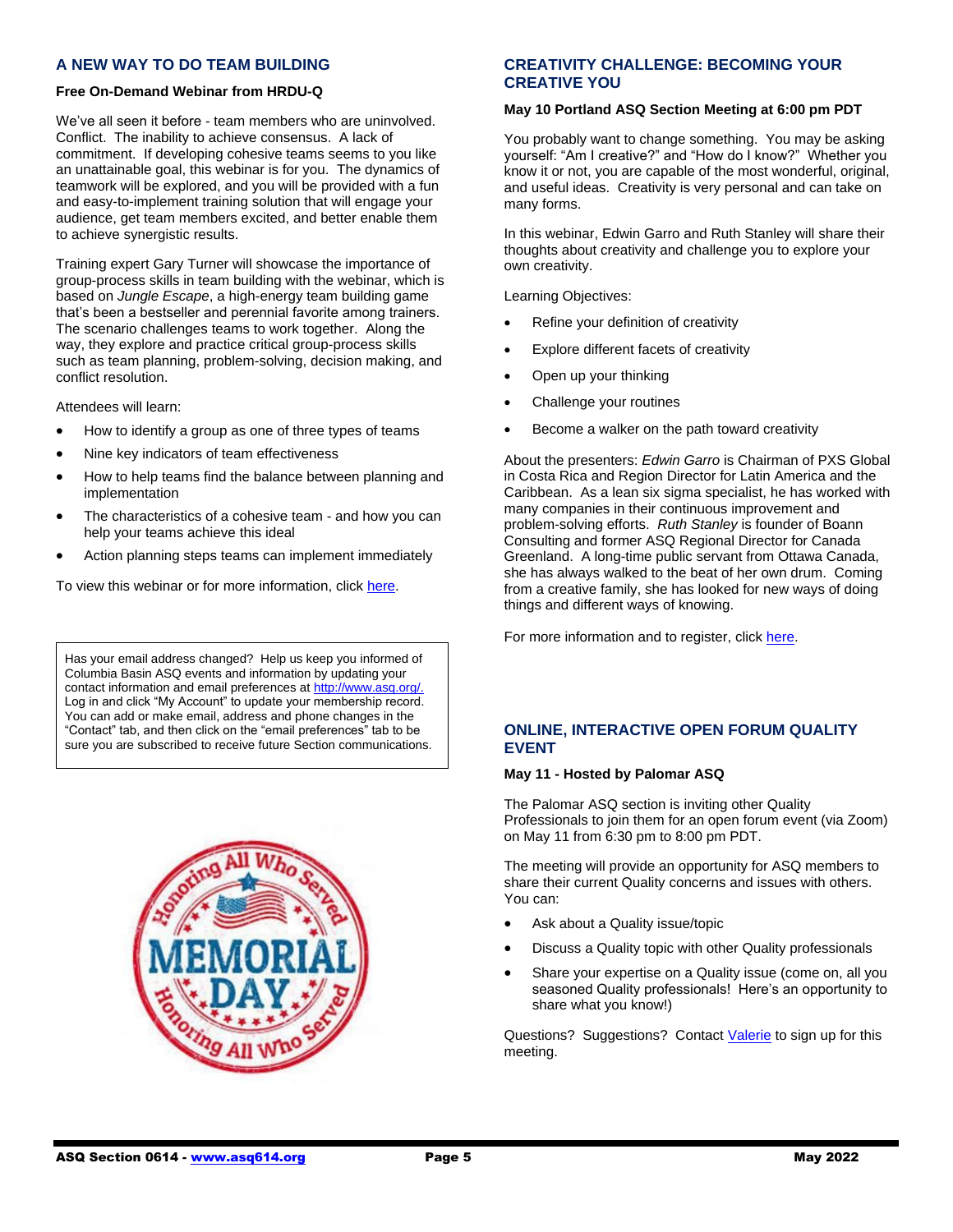## A NEW WAY TO DO TEAM BUILDING

**Free On-Demand Webinar from HRDU-Q**

We've all seen it before - team members who are uninvolved. Conflict. The inability to achieve consensus. A lack of commitment. If developing cohesive teams seems to you like an unattainable goal, this webinar is for you. The dynamics of teamwork will be explored, and you will be provided with a fun and easy-to-implement training solution that will engage your audience, get team members excited, and better enable them to achieve synergistic results.

Training expert Gary Turner will showcase the importance of group-process skills in team building with the webinar, which is based on *Jungle Escape*, a high-energy team building game that's been a bestseller and perennial favorite among trainers. The scenario challenges teams to work together. Along the way, they explore and practice critical group-process skills such as team planning, problem-solving, decision making, and conflict resolution.

Attendees will learn:

- How to identify a group as one of three types of teams
- Nine key indicators of team effectiveness
- How to help teams find the balance between planning and implementation
- The characteristics of a cohesive team - and how you can help your teams achieve this ideal
- Action planning steps teams can implement immediately

To view this webinar or for more information, click here.

Has your email address changed? Help us keep you informed of Columbia Basin ASQ events and information by updating your contact information and email preferences at http://www.asq.org/. Log in and click "My Account" to update your membership record. You can add or make email, address and phone changes in the "Contact" tab, and then click on the "email preferences" tab to be sure you are subscribed to receive future Section communications.

## CREATIVITY CHALLENGE: BECOMING YOUR CREATIVE YOU

**May 10 Portland ASQ Section Meeting at 6:00 pm PDT**

You probably want to change something. You may be asking yourself: "Am I creative?" and "How do I know?" Whether you know it or not, you are capable of the most wonderful, original, and useful ideas. Creativity is very personal and can take on many forms.

In this webinar, Edwin Garro and Ruth Stanley will share their thoughts about creativity and challenge you to explore your own creativity.

Learning Objectives:

- Refine your definition of creativity
- Explore different facets of creativity
- Open up your thinking
- Challenge your routines
- Become a walker on the path toward creativity

About the presenters: *Edwin Garro* is Chairman of PXS Global in Costa Rica and Region Director for Latin America and the Caribbean. As a lean six sigma specialist, he has worked with many companies in their continuous improvement and problem-solving efforts. *Ruth Stanley* is founder of Boann Consulting and former ASQ Regional Director for Canada Greenland. A long-time public servant from Ottawa Canada, she has always walked to the beat of her own drum. Coming from a creative family, she has looked for new ways of doing things and different ways of knowing.

For more information and to register, click here.

## ONLINE, INTERACTIVE OPEN FORUM QUALITY EVENT

**May 11 - Hosted by Palomar ASQ**

The Palomar ASQ section is inviting other Quality Professionals to join them for an open forum event (via Zoom) on May 11 from 6:30 pm to 8:00 pm PDT.

The meeting will provide an opportunity for ASQ members to share their current Quality concerns and issues with others. You can:

- Ask about a Quality issue/topic
- Discuss a Quality topic with other Quality professionals
- Share your expertise on a Quality issue (come on, all you seasoned Quality professionals! Here's an opportunity to share what you know!)

Questions? Suggestions? Contact Valerie to sign up for this meeting.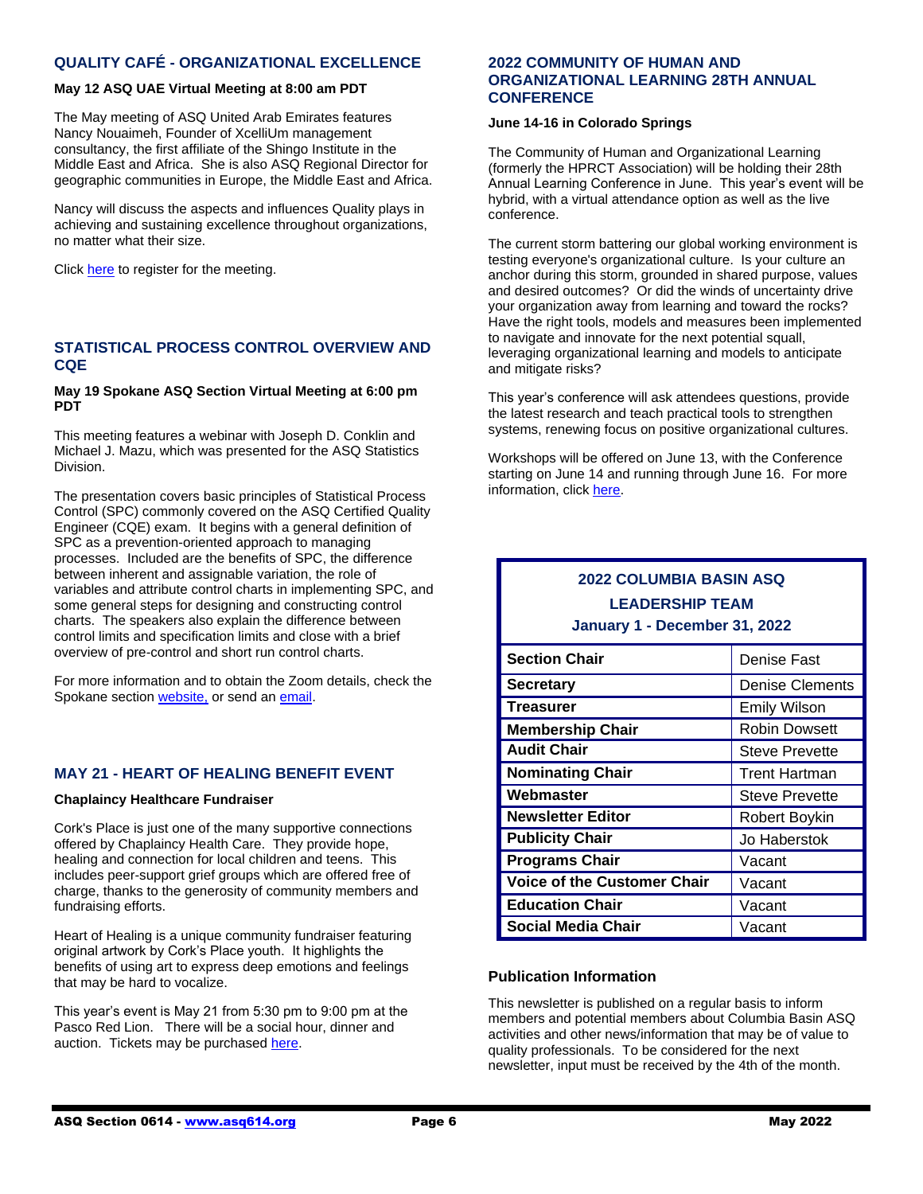## QUALITY CAFÉ - ORGANIZATIONAL EXCELLENCE

**May 12 ASQ UAE Virtual Meeting at 8:00 am PDT**

The May meeting of ASQ United Arab Emirates features Nancy Nouaimeh, Founder of XcelliUm management consultancy, the first affiliate of the Shingo Institute in the Middle East and Africa. She is also ASQ Regional Director for geographic communities in Europe, the Middle East and Africa.

Nancy will discuss the aspects and influences Quality plays in achieving and sustaining excellence throughout organizations, no matter what their size.

Click here to register for the meeting.

## STATISTICAL PROCESS CONTROL OVERVIEW AND CQE

**May 19 Spokane ASQ Section Virtual Meeting at 6:00 pm PDT**

This meeting features a webinar with Joseph D. Conklin and Michael J. Mazu, which was presented for the ASQ Statistics Division.

The presentation covers basic principles of Statistical Process Control (SPC) commonly covered on the ASQ Certified Quality Engineer (CQE) exam. It begins with a general definition of SPC as a prevention-oriented approach to managing processes. Included are the benefits of SPC, the difference between inherent and assignable variation, the role of variables and attribute control charts in implementing SPC, and some general steps for designing and constructing control charts. The speakers also explain the difference between control limits and specification limits and close with a brief overview of pre-control and short run control charts.

For more information and to obtain the Zoom details, check the Spokane section website, or send an email.

## MAY 21 - HEART OF HEALING BENEFIT EVENT

**Chaplaincy Healthcare Fundraiser**

Cork's Place is just one of the many supportive connections offered by Chaplaincy Health Care. They provide hope, healing and connection for local children and teens. This includes peer-support grief groups which are offered free of charge, thanks to the generosity of community members and fundraising efforts.

Heart of Healing is a unique community fundraiser featuring original artwork by Cork's Place youth. It highlights the benefits of using art to express deep emotions and feelings that may be hard to vocalize.

This year's event is May 21 from 5:30 pm to 9:00 pm at the Pasco Red Lion. There will be a social hour, dinner and auction. Tickets may be purchased here.

## 2022 COMMUNITY OF HUMAN AND ORGANIZATIONAL LEARNING 28TH ANNUAL CONFERENCE

**June 14-16 in Colorado Springs**

The Community of Human and Organizational Learning (formerly the HPRCT Association) will be holding their 28th Annual Learning Conference in June. This year's event will be hybrid, with a virtual attendance option as well as the live conference.

The current storm battering our global working environment is testing everyone's organizational culture. Is your culture an anchor during this storm, grounded in shared purpose, values and desired outcomes? Or did the winds of uncertainty drive your organization away from learning and toward the rocks? Have the right tools, models and measures been implemented to navigate and innovate for the next potential squall, leveraging organizational learning and models to anticipate and mitigate risks?

This year's conference will ask attendees questions, provide the latest research and teach practical tools to strengthen systems, renewing focus on positive organizational cultures.

Workshops will be offered on June 13, with the Conference starting on June 14 and running through June 16. For more information, click here.

**2022 COLUMBIA BASIN ASQ LEADERSHIP TEAM**
**January 1 - December 31, 2022**

| | |
|---|---|
| **Section Chair** | Denise Fast |
| **Secretary** | Denise Clements |
| **Treasurer** | Emily Wilson |
| **Membership Chair** | Robin Dowsett |
| **Audit Chair** | Steve Prevette |
| **Nominating Chair** | Trent Hartman |
| **Webmaster** | Steve Prevette |
| **Newsletter Editor** | Robert Boykin |
| **Publicity Chair** | Jo Haberstok |
| **Programs Chair** | Vacant |
| **Voice of the Customer Chair** | Vacant |
| **Education Chair** | Vacant |
| **Social Media Chair** | Vacant |

### Publication Information

This newsletter is published on a regular basis to inform members and potential members about Columbia Basin ASQ activities and other news/information that may be of value to quality professionals. To be considered for the next newsletter, input must be received by the 4th of the month.